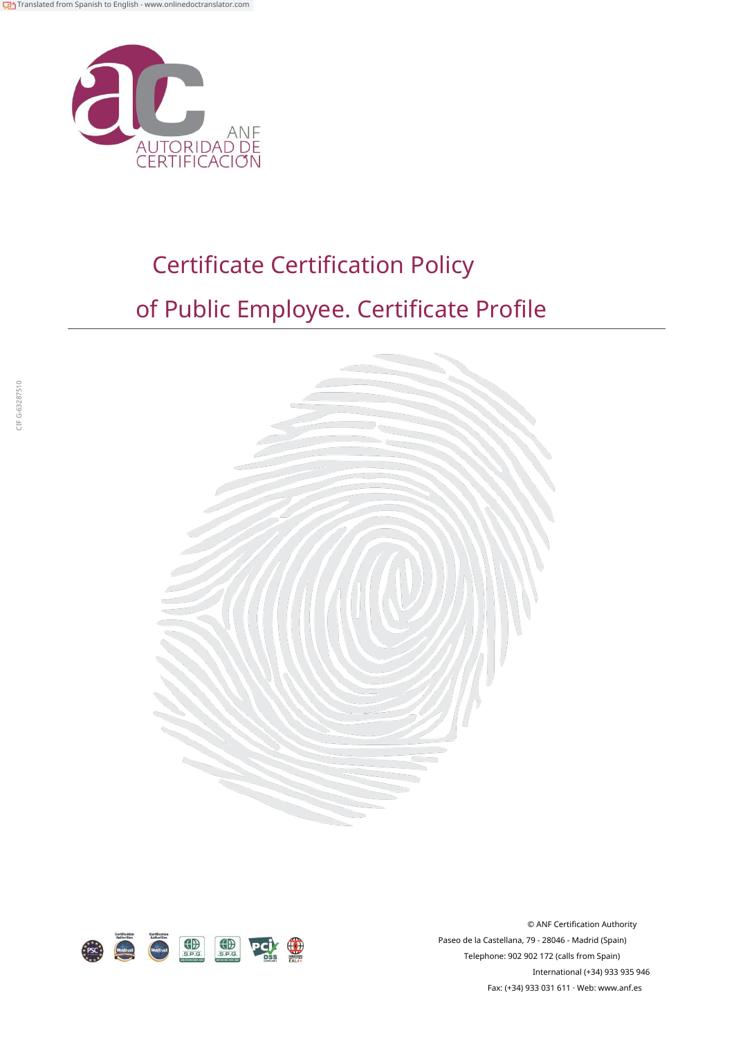Translated from Spanish to English - www.onlinedoctranslator.com

ANF AUTORIDAD DE CERTIFICACIÓN

# Certificate Certification Policy of Public Employee. Certificate Profile

CIF G-63287510

© ANF Certification Authority

Paseo de la Castellana, 79 - 28046 - Madrid (Spain)

Telephone: 902 902 172 (calls from Spain)

International (+34) 933 935 946

Fax: (+34) 933 031 611 · Web: www.anf.es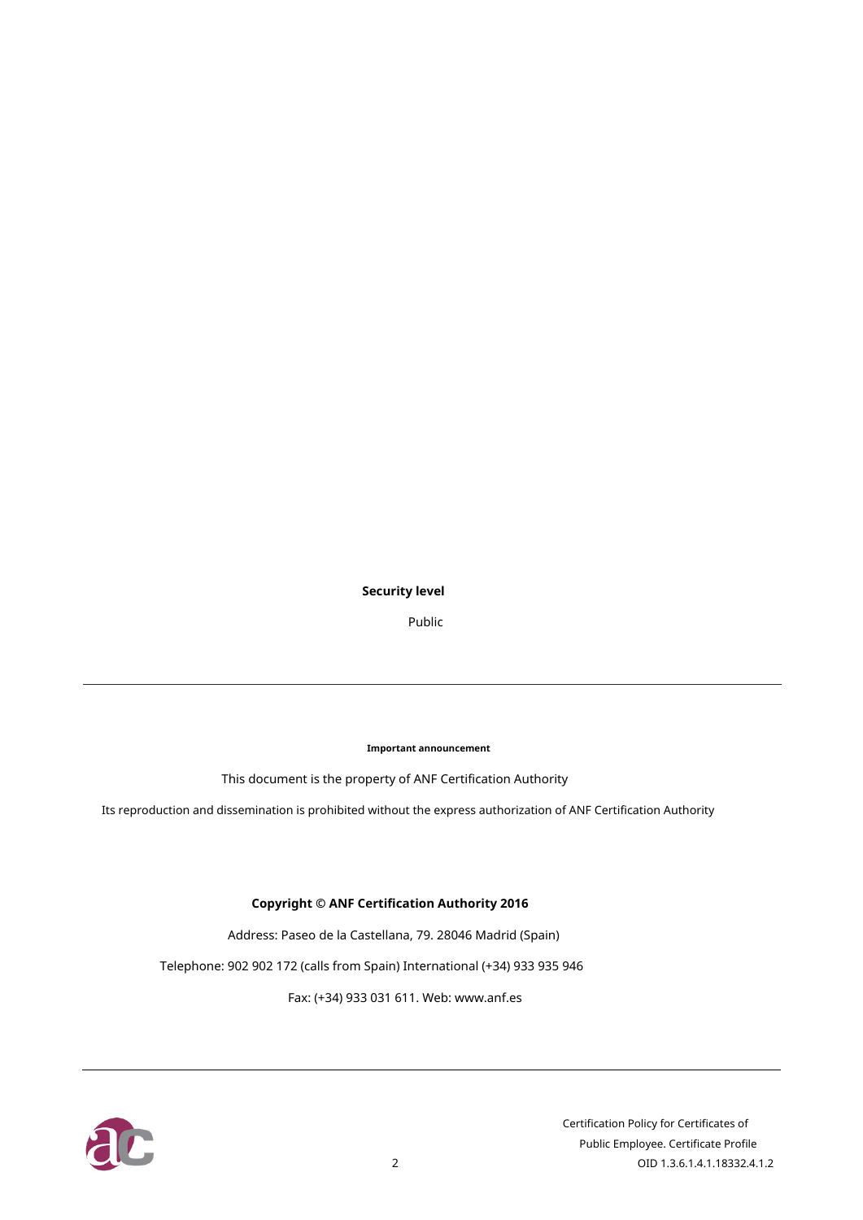**Security level**

Public

---

**Important announcement**

This document is the property of ANF Certification Authority

Its reproduction and dissemination is prohibited without the express authorization of ANF Certification Authority

**Copyright © ANF Certification Authority 2016**

Address: Paseo de la Castellana, 79. 28046 Madrid (Spain)

Telephone: 902 902 172 (calls from Spain) International (+34) 933 935 946

Fax: (+34) 933 031 611. Web: www.anf.es

---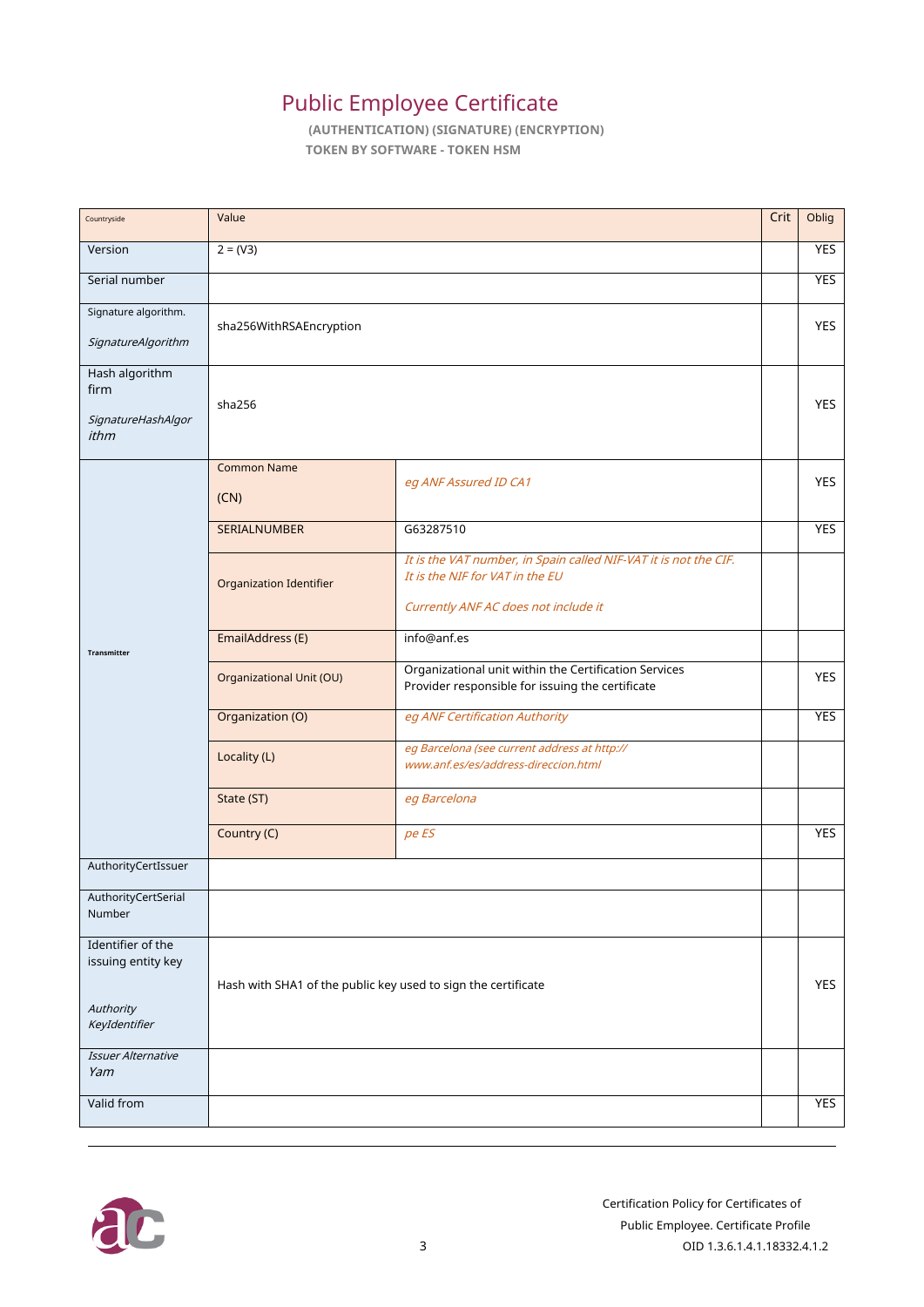# Public Employee Certificate

**(AUTHENTICATION) (SIGNATURE) (ENCRYPTION)**

**TOKEN BY SOFTWARE - TOKEN HSM**

| Countryside | Value | | Crit | Oblig |
|---|---|---|---|---|
| Version | 2 = (V3) | | | YES |
| Serial number | | | | YES |
| Signature algorithm. *SignatureAlgorithm* | sha256WithRSAEncryption | | | YES |
| Hash algorithm firm *SignatureHashAlgorithm* | sha256 | | | YES |
| **Transmitter** | Common Name (CN) | *eg ANF Assured ID CA1* | | YES |
| | SERIALNUMBER | G63287510 | | YES |
| | Organization Identifier | *It is the VAT number, in Spain called NIF-VAT it is not the CIF. It is the NIF for VAT in the EU* *Currently ANF AC does not include it* | | |
| | EmailAddress (E) | info@anf.es | | |
| | Organizational Unit (OU) | Organizational unit within the Certification Services Provider responsible for issuing the certificate | | YES |
| | Organization (O) | *eg ANF Certification Authority* | | YES |
| | Locality (L) | *eg Barcelona (see current address at http:// www.anf.es/es/address-direccion.html* | | |
| | State (ST) | *eg Barcelona* | | |
| | Country (C) | *pe ES* | | YES |
| AuthorityCertIssuer | | | | |
| AuthorityCertSerial Number | | | | |
| Identifier of the issuing entity key *Authority KeyIdentifier* | Hash with SHA1 of the public key used to sign the certificate | | | YES |
| *Issuer Alternative Yam* | | | | |
| Valid from | | | | YES |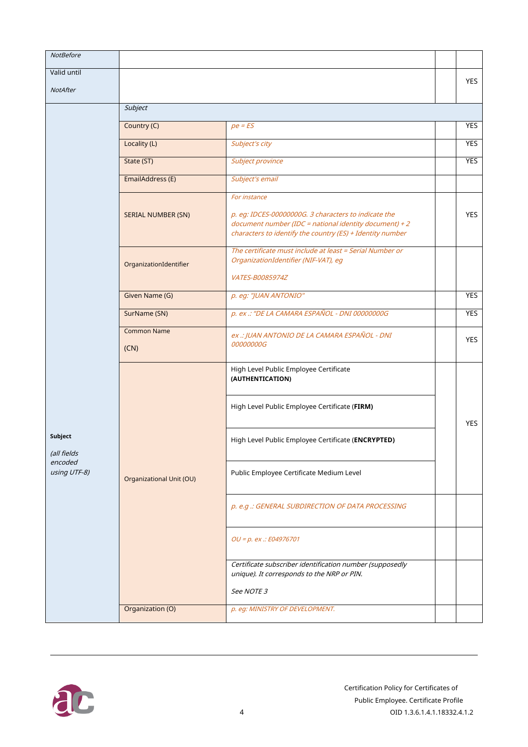| | | | | |
|---|---|---|---|---|
| *NotBefore* | | | | |
| Valid until<br>*NotAfter* | | | | YES |
| | *Subject* | | | |
| **Subject**<br>*(all fields encoded using UTF-8)* | Country (C) | *pe = ES* | | YES |
| | Locality (L) | *Subject's city* | | YES |
| | State (ST) | *Subject province* | | YES |
| | EmailAddress (E) | *Subject's email* | | |
| | SERIAL NUMBER (SN) | *For instance*<br>*p. eg: IDCES-00000000G. 3 characters to indicate the document number (IDC = national identity document) + 2 characters to identify the country (ES) + Identity number* | | YES |
| | OrganizationIdentifier | *The certificate must include at least = Serial Number or OrganizationIdentifier (NIF-VAT), eg*<br>*VATES-B0085974Z* | | |
| | Given Name (G) | *p. eg: "JUAN ANTONIO"* | | YES |
| | SurName (SN) | *p. ex .: "DE LA CAMARA ESPAÑOL - DNI 00000000G* | | YES |
| | Common Name<br>(CN) | *ex .: JUAN ANTONIO DE LA CAMARA ESPAÑOL - DNI 00000000G* | | YES |
| | Organizational Unit (OU) | High Level Public Employee Certificate **(AUTHENTICATION)** | | YES |
| | | High Level Public Employee Certificate (**FIRM)** | | |
| | | High Level Public Employee Certificate (**ENCRYPTED)** | | |
| | | Public Employee Certificate Medium Level | | |
| | | *p. e.g .: GENERAL SUBDIRECTION OF DATA PROCESSING* | | |
| | | *OU = p. ex .: E04976701* | | |
| | | *Certificate subscriber identification number (supposedly unique). It corresponds to the NRP or PIN.*<br>*See NOTE 3* | | |
| | Organization (O) | *p. eg: MINISTRY OF DEVELOPMENT.* | | |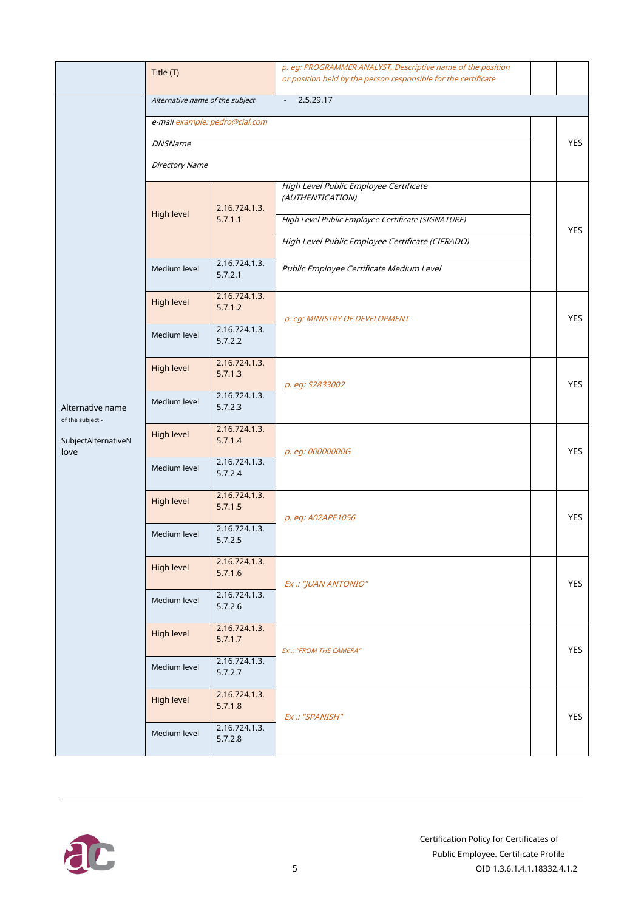| | | | | | |
|---|---|---|---|---|---|
| | Title (T) | | *p. eg: PROGRAMMER ANALYST. Descriptive name of the position or position held by the person responsible for the certificate* | | |
| Alternative name of the subject - SubjectAlternativeNlove | *Alternative name of the subject* | | - 2.5.29.17 | | |
| | *e-mail example: pedro@cial.com* | | | | YES |
| | *DNSName* | | | | |
| | *Directory Name* | | | | |
| | High level | 2.16.724.1.3.5.7.1.1 | *High Level Public Employee Certificate (AUTHENTICATION)* | | YES |
| | | | *High Level Public Employee Certificate (SIGNATURE)* | | |
| | | | *High Level Public Employee Certificate (CIFRADO)* | | |
| | Medium level | 2.16.724.1.3.5.7.2.1 | *Public Employee Certificate Medium Level* | | |
| | High level | 2.16.724.1.3.5.7.1.2 | *p. eg: MINISTRY OF DEVELOPMENT* | | YES |
| | Medium level | 2.16.724.1.3.5.7.2.2 | | | |
| | High level | 2.16.724.1.3.5.7.1.3 | *p. eg: S2833002* | | YES |
| | Medium level | 2.16.724.1.3.5.7.2.3 | | | |
| | High level | 2.16.724.1.3.5.7.1.4 | *p. eg: 00000000G* | | YES |
| | Medium level | 2.16.724.1.3.5.7.2.4 | | | |
| | High level | 2.16.724.1.3.5.7.1.5 | *p. eg: A02APE1056* | | YES |
| | Medium level | 2.16.724.1.3.5.7.2.5 | | | |
| | High level | 2.16.724.1.3.5.7.1.6 | *Ex .: "JUAN ANTONIO"* | | YES |
| | Medium level | 2.16.724.1.3.5.7.2.6 | | | |
| | High level | 2.16.724.1.3.5.7.1.7 | *Ex .: "FROM THE CAMERA"* | | YES |
| | Medium level | 2.16.724.1.3.5.7.2.7 | | | |
| | High level | 2.16.724.1.3.5.7.1.8 | *Ex .: "SPANISH"* | | YES |
| | Medium level | 2.16.724.1.3.5.7.2.8 | | | |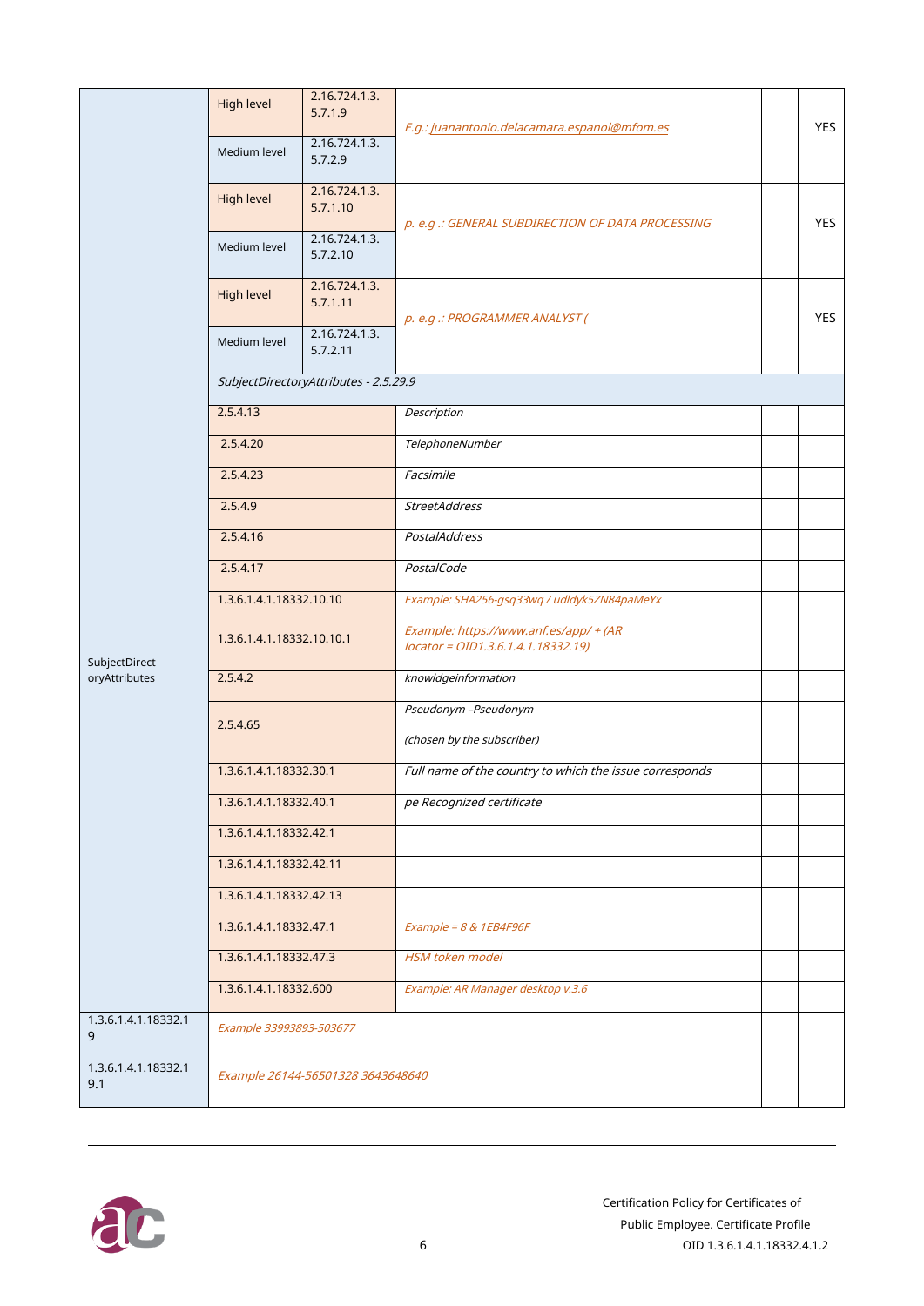| | | | | | |
|---|---|---|---|---|---|
| | High level | 2.16.724.1.3.5.7.1.9 | *E.g.: juanantonio.delacamara.espanol@mfom.es* | | YES |
| | Medium level | 2.16.724.1.3.5.7.2.9 | | | |
| | High level | 2.16.724.1.3.5.7.1.10 | *p. e.g .: GENERAL SUBDIRECTION OF DATA PROCESSING* | | YES |
| | Medium level | 2.16.724.1.3.5.7.2.10 | | | |
| | High level | 2.16.724.1.3.5.7.1.11 | *p. e.g .: PROGRAMMER ANALYST (* | | YES |
| | Medium level | 2.16.724.1.3.5.7.2.11 | | | |
| SubjectDirectoryAttributes | *SubjectDirectoryAttributes - 2.5.29.9* | | | | |
| | 2.5.4.13 | | *Description* | | |
| | 2.5.4.20 | | *TelephoneNumber* | | |
| | 2.5.4.23 | | *Facsimile* | | |
| | 2.5.4.9 | | *StreetAddress* | | |
| | 2.5.4.16 | | *PostalAddress* | | |
| | 2.5.4.17 | | *PostalCode* | | |
| | 1.3.6.1.4.1.18332.10.10 | | *Example: SHA256-gsq33wq / udldyk5ZN84paMeYx* | | |
| | 1.3.6.1.4.1.18332.10.10.1 | | *Example: https://www.anf.es/app/ + (AR locator = OID1.3.6.1.4.1.18332.19)* | | |
| | 2.5.4.2 | | *knowldgeinformation* | | |
| | 2.5.4.65 | | *Pseudonym –Pseudonym (chosen by the subscriber)* | | |
| | 1.3.6.1.4.1.18332.30.1 | | *Full name of the country to which the issue corresponds* | | |
| | 1.3.6.1.4.1.18332.40.1 | | *pe Recognized certificate* | | |
| | 1.3.6.1.4.1.18332.42.1 | | | | |
| | 1.3.6.1.4.1.18332.42.11 | | | | |
| | 1.3.6.1.4.1.18332.42.13 | | | | |
| | 1.3.6.1.4.1.18332.47.1 | | *Example = 8 & 1EB4F96F* | | |
| | 1.3.6.1.4.1.18332.47.3 | | *HSM token model* | | |
| | 1.3.6.1.4.1.18332.600 | | *Example: AR Manager desktop v.3.6* | | |
| 1.3.6.1.4.1.18332.19 | *Example 33993893-503677* | | | | |
| 1.3.6.1.4.1.18332.19.1 | *Example 26144-56501328 3643648640* | | | | |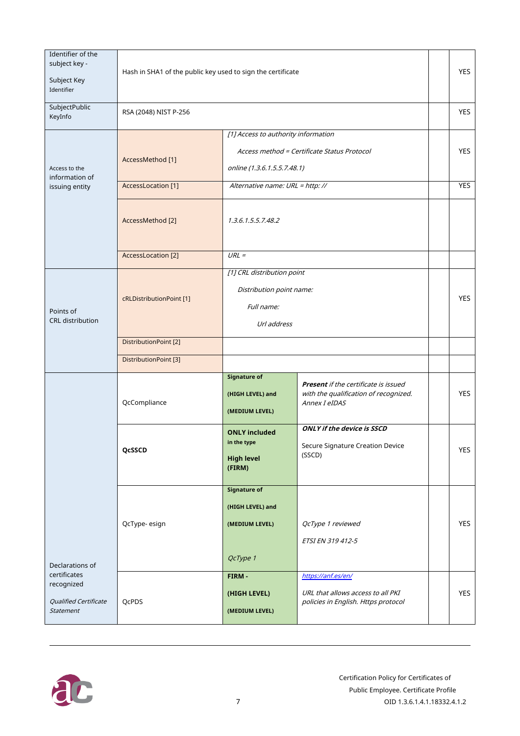| Identifier of the subject key - Subject Key Identifier | Hash in SHA1 of the public key used to sign the certificate | | | | YES |
|---|---|---|---|---|---|
| SubjectPublic KeyInfo | RSA (2048) NIST P-256 | | | | YES |
| Access to the information of issuing entity | AccessMethod [1] | *[1] Access to authority information* *Access method = Certificate Status Protocol* *online (1.3.6.1.5.5.7.48.1)* | | | YES |
| | AccessLocation [1] | *Alternative name: URL = http: //* | | | YES |
| | AccessMethod [2] | *1.3.6.1.5.5.7.48.2* | | | |
| | AccessLocation [2] | *URL =* | | | |
| Points of CRL distribution | cRLDistributionPoint [1] | *[1] CRL distribution point* *Distribution point name:* *Full name:* *Url address* | | | YES |
| | DistributionPoint [2] | | | | |
| | DistributionPoint [3] | | | | |
| Declarations of certificates recognized *Qualified Certificate Statement* | QcCompliance | **Signature of (HIGH LEVEL) and (MEDIUM LEVEL)** | ***Present*** *if the certificate is issued with the qualification of recognized. Annex I eIDAS* | | YES |
| | **QcSSCD** | **ONLY included** in the type **High level (FIRM)** | ***ONLY if the device is SSCD*** Secure Signature Creation Device (SSCD) | | YES |
| | QcType- esign | **Signature of (HIGH LEVEL) and (MEDIUM LEVEL)** *QcType 1* | *QcType 1 reviewed* *ETSI EN 319 412-5* | | YES |
| | QcPDS | **FIRM - (HIGH LEVEL) (MEDIUM LEVEL)** | *https://anf.es/en/* *URL that allows access to all PKI policies in English. Https protocol* | | YES |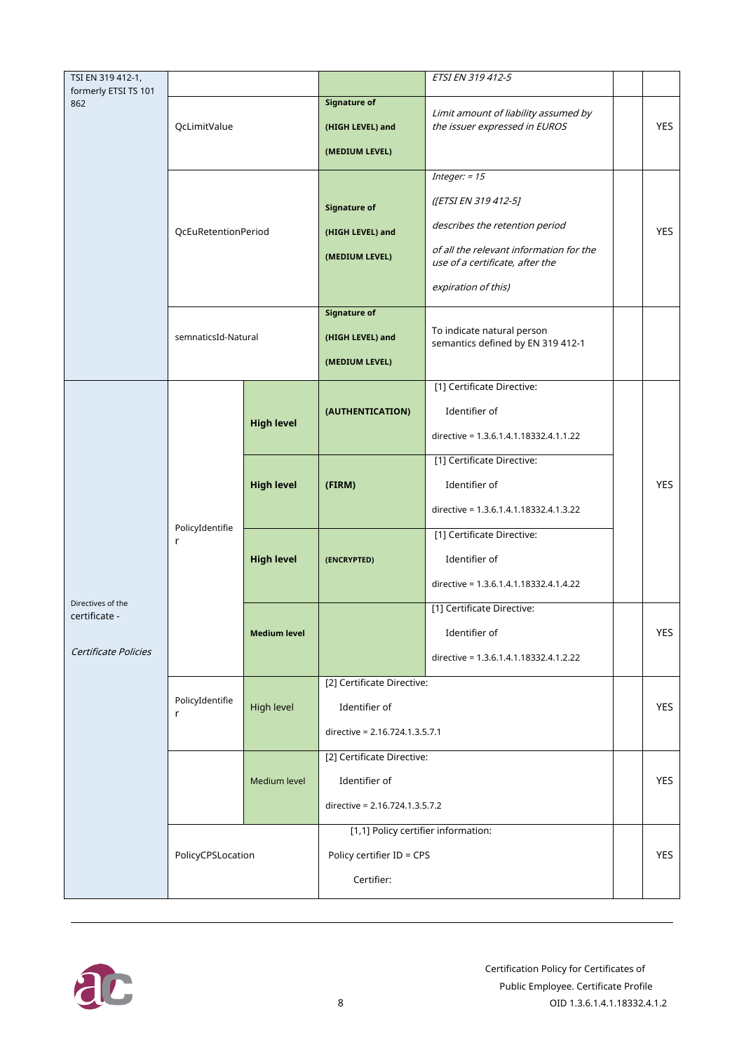| | | | | | |
|---|---|---|---|---|---|
| TSI EN 319 412-1, formerly ETSI TS 101 862 | | | *ETSI EN 319 412-5* | | |
| | QcLimitValue | **Signature of (HIGH LEVEL) and (MEDIUM LEVEL)** | *Limit amount of liability assumed by the issuer expressed in EUROS* | | YES |
| | QcEuRetentionPeriod | **Signature of (HIGH LEVEL) and (MEDIUM LEVEL)** | *Integer: = 15*<br>*([ETSI EN 319 412-5]*<br>*describes the retention period*<br>*of all the relevant information for the use of a certificate, after the*<br>*expiration of this)* | | YES |
| | semnaticsId-Natural | **Signature of (HIGH LEVEL) and (MEDIUM LEVEL)** | To indicate natural person semantics defined by EN 319 412-1 | | |
| Directives of the certificate - *Certificate Policies* | PolicyIdentifier | **High level** | **(AUTHENTICATION)** | [1] Certificate Directive: Identifier of directive = 1.3.6.1.4.1.18332.4.1.1.22 | YES |
| | | **High level** | **(FIRM)** | [1] Certificate Directive: Identifier of directive = 1.3.6.1.4.1.18332.4.1.3.22 | |
| | | **High level** | **(ENCRYPTED)** | [1] Certificate Directive: Identifier of directive = 1.3.6.1.4.1.18332.4.1.4.22 | |
| | | **Medium level** | | [1] Certificate Directive: Identifier of directive = 1.3.6.1.4.1.18332.4.1.2.22 | YES |
| | PolicyIdentifier | High level | [2] Certificate Directive: Identifier of directive = 2.16.724.1.3.5.7.1 | | YES |
| | | Medium level | [2] Certificate Directive: Identifier of directive = 2.16.724.1.3.5.7.2 | | YES |
| | PolicyCPSLocation | | [1,1] Policy certifier information: Policy certifier ID = CPS Certifier: | | YES |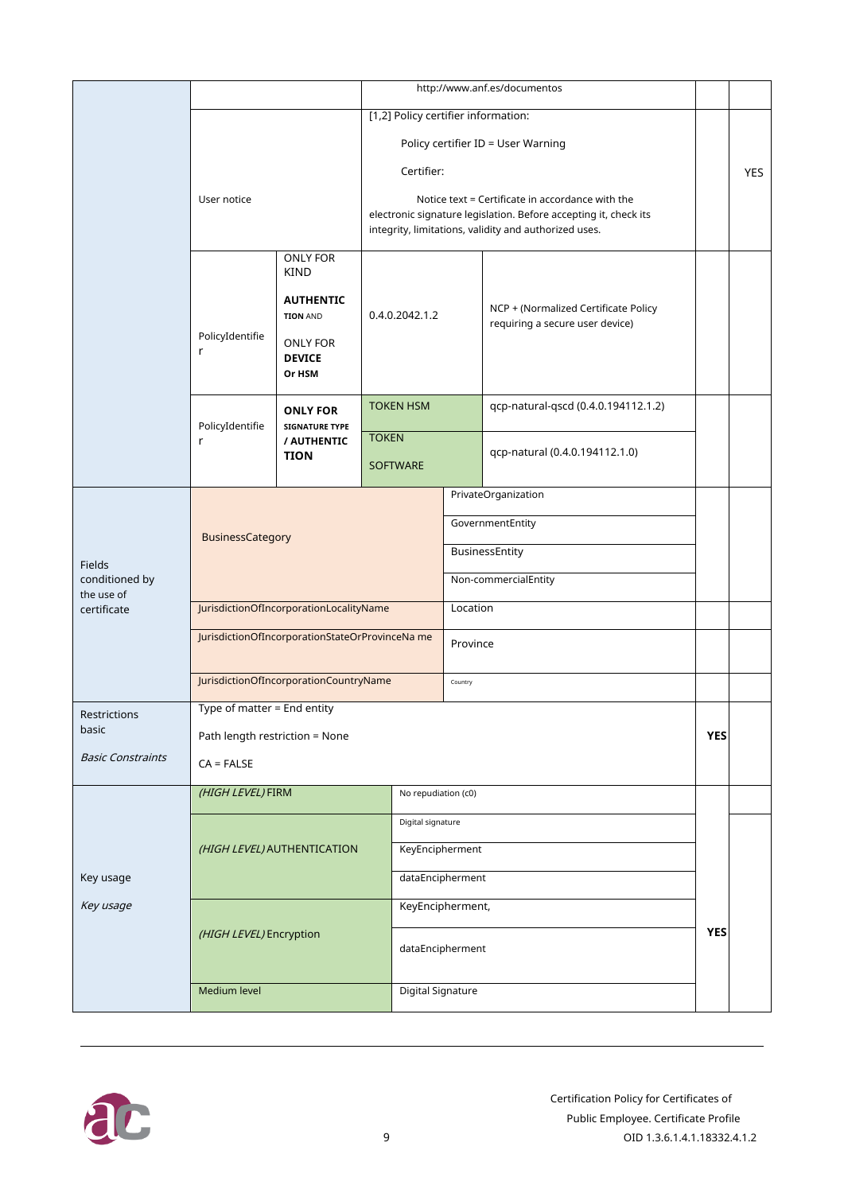| | | | | | |
|---|---|---|---|---|---|
| | | | http://www.anf.es/documentos | | |
| | User notice | | [1,2] Policy certifier information:<br><br>Policy certifier ID = User Warning<br><br>Certifier:<br><br>Notice text = Certificate in accordance with the electronic signature legislation. Before accepting it, check its integrity, limitations, validity and authorized uses. | | YES |
| | PolicyIdentifier | ONLY FOR KIND **AUTHENTICTION** AND ONLY FOR **DEVICE Or HSM** | 0.4.0.2042.1.2 | NCP + (Normalized Certificate Policy requiring a secure user device) | |
| | PolicyIdentifier | **ONLY FOR SIGNATURE TYPE / AUTHENTICTION** | TOKEN HSM | qcp-natural-qscd (0.4.0.194112.1.2) | |
| | | | TOKEN SOFTWARE | qcp-natural (0.4.0.194112.1.0) | |
| Fields conditioned by the use of certificate | BusinessCategory | | | PrivateOrganization<br>GovernmentEntity<br>BusinessEntity<br>Non-commercialEntity | |
| | JurisdictionOfIncorporationLocalityName | | | Location | |
| | JurisdictionOfIncorporationStateOrProvinceName | | | Province | |
| | JurisdictionOfIncorporationCountryName | | | Country | |
| Restrictions basic<br><br>*Basic Constraints* | Type of matter = End entity<br><br>Path length restriction = None<br><br>CA = FALSE | | | | **YES** |
| Key usage<br><br>*Key usage* | *(HIGH LEVEL)* FIRM | | No repudiation (c0) | | **YES** |
| | *(HIGH LEVEL)* AUTHENTICATION | | Digital signature<br>KeyEncipherment<br>dataEncipherment | | |
| | *(HIGH LEVEL)* Encryption | | KeyEncipherment,<br>dataEncipherment | | |
| | Medium level | | Digital Signature | | |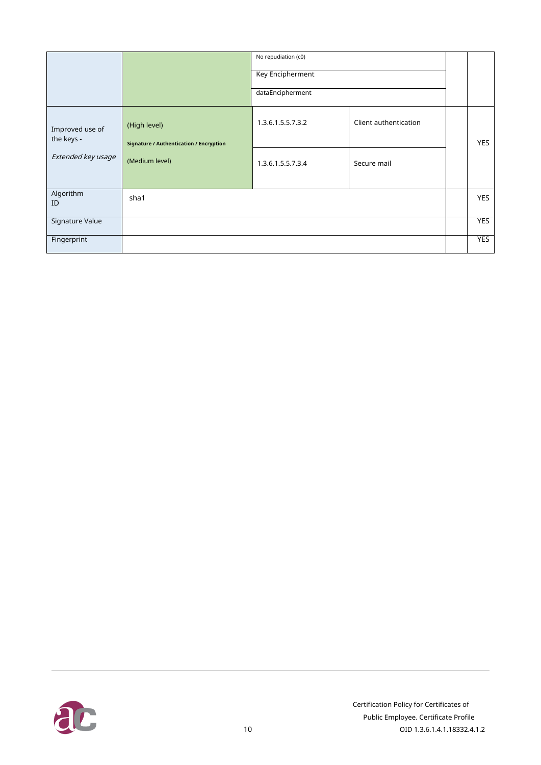| | | | | | |
|---|---|---|---|---|---|
| | | No repudiation (c0) | | | |
| | | Key Encipherment | | | |
| | | dataEncipherment | | | |
| Improved use of the keys - *Extended key usage* | (High level) **Signature / Authentication / Encryption** (Medium level) | 1.3.6.1.5.5.7.3.2 | Client authentication | | YES |
| | | 1.3.6.1.5.5.7.3.4 | Secure mail | | |
| Algorithm ID | sha1 | | | | YES |
| Signature Value | | | | | YES |
| Fingerprint | | | | | YES |